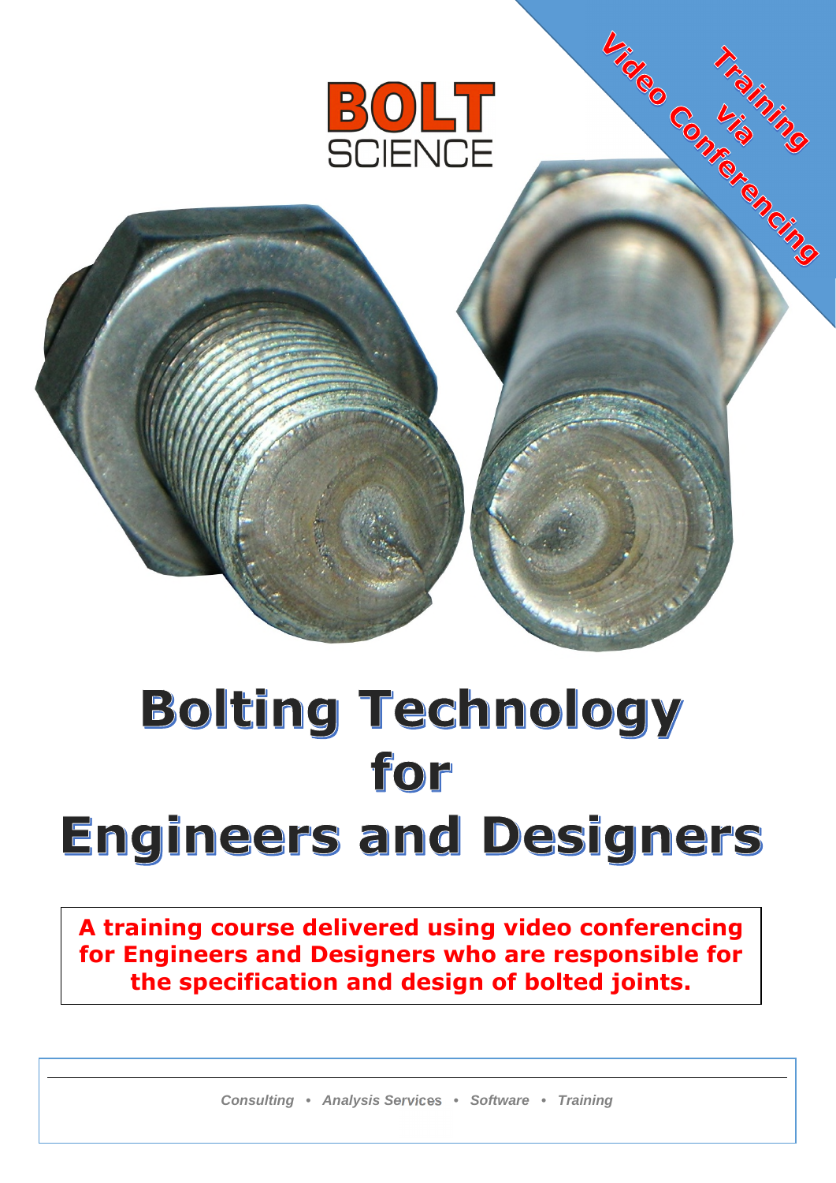BOLT SCIENCE

Training via Video Conferencing

# Bolting Technology for Engineers and Designers

**A training course delivered using video conferencing for Engineers and Designers who are responsible for the specification and design of bolted joints.**

*Consulting • Analysis Services • Software • Training*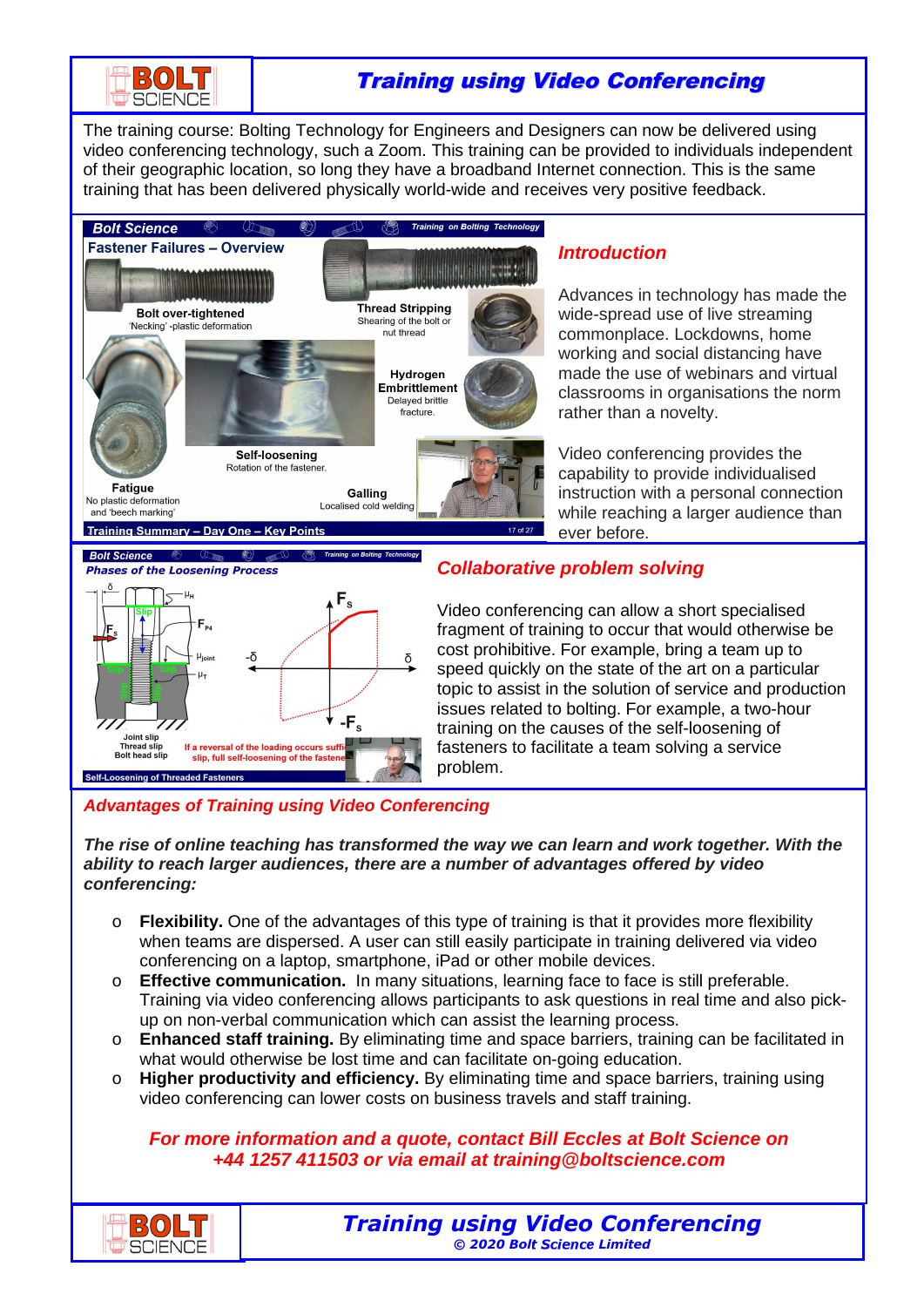# Training using Video Conferencing

The training course: Bolting Technology for Engineers and Designers can now be delivered using video conferencing technology, such a Zoom. This training can be provided to individuals independent of their geographic location, so long they have a broadband Internet connection. This is the same training that has been delivered physically world-wide and receives very positive feedback.

## *Introduction*

Advances in technology has made the wide-spread use of live streaming commonplace. Lockdowns, home working and social distancing have made the use of webinars and virtual classrooms in organisations the norm rather than a novelty.

Video conferencing provides the capability to provide individualised instruction with a personal connection while reaching a larger audience than ever before.

## *Collaborative problem solving*

Video conferencing can allow a short specialised fragment of training to occur that would otherwise be cost prohibitive. For example, bring a team up to speed quickly on the state of the art on a particular topic to assist in the solution of service and production issues related to bolting. For example, a two-hour training on the causes of the self-loosening of fasteners to facilitate a team solving a service problem.

## *Advantages of Training using Video Conferencing*

***The rise of online teaching has transformed the way we can learn and work together. With the ability to reach larger audiences, there are a number of advantages offered by video conferencing:***

- **Flexibility.** One of the advantages of this type of training is that it provides more flexibility when teams are dispersed. A user can still easily participate in training delivered via video conferencing on a laptop, smartphone, iPad or other mobile devices.
- **Effective communication.** In many situations, learning face to face is still preferable. Training via video conferencing allows participants to ask questions in real time and also pick-up on non-verbal communication which can assist the learning process.
- **Enhanced staff training.** By eliminating time and space barriers, training can be facilitated in what would otherwise be lost time and can facilitate on-going education.
- **Higher productivity and efficiency.** By eliminating time and space barriers, training using video conferencing can lower costs on business travels and staff training.

***For more information and a quote, contact Bill Eccles at Bolt Science on +44 1257 411503 or via email at training@boltscience.com***

*© 2020 Bolt Science Limited*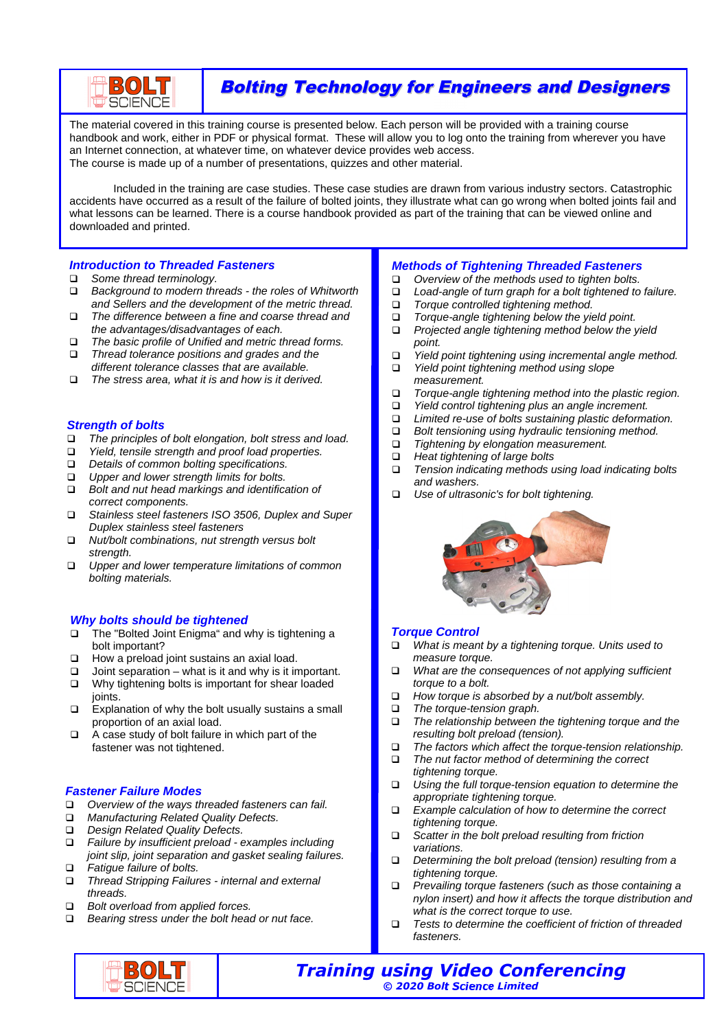# Bolting Technology for Engineers and Designers

The material covered in this training course is presented below. Each person will be provided with a training course handbook and work, either in PDF or physical format. These will allow you to log onto the training from wherever you have an Internet connection, at whatever time, on whatever device provides web access.
The course is made up of a number of presentations, quizzes and other material.

Included in the training are case studies. These case studies are drawn from various industry sectors. Catastrophic accidents have occurred as a result of the failure of bolted joints, they illustrate what can go wrong when bolted joints fail and what lessons can be learned. There is a course handbook provided as part of the training that can be viewed online and downloaded and printed.

### *Introduction to Threaded Fasteners*

- *Some thread terminology.*
- *Background to modern threads - the roles of Whitworth and Sellers and the development of the metric thread.*
- *The difference between a fine and coarse thread and the advantages/disadvantages of each.*
- *The basic profile of Unified and metric thread forms.*
- *Thread tolerance positions and grades and the different tolerance classes that are available.*
- *The stress area, what it is and how is it derived.*

### *Strength of bolts*

- *The principles of bolt elongation, bolt stress and load.*
- *Yield, tensile strength and proof load properties.*
- *Details of common bolting specifications.*
- *Upper and lower strength limits for bolts.*
- *Bolt and nut head markings and identification of correct components.*
- *Stainless steel fasteners ISO 3506, Duplex and Super Duplex stainless steel fasteners*
- *Nut/bolt combinations, nut strength versus bolt strength.*
- *Upper and lower temperature limitations of common bolting materials.*

### *Why bolts should be tightened*

- The "Bolted Joint Enigma" and why is tightening a bolt important?
- How a preload joint sustains an axial load.
- Joint separation – what is it and why is it important.
- Why tightening bolts is important for shear loaded joints.
- Explanation of why the bolt usually sustains a small proportion of an axial load.
- A case study of bolt failure in which part of the fastener was not tightened.

### *Fastener Failure Modes*

- *Overview of the ways threaded fasteners can fail.*
- *Manufacturing Related Quality Defects.*
- *Design Related Quality Defects.*
- *Failure by insufficient preload - examples including joint slip, joint separation and gasket sealing failures.*
- *Fatigue failure of bolts.*
- *Thread Stripping Failures - internal and external threads.*
- *Bolt overload from applied forces.*
- *Bearing stress under the bolt head or nut face.*

### *Methods of Tightening Threaded Fasteners*

- *Overview of the methods used to tighten bolts.*
- *Load-angle of turn graph for a bolt tightened to failure.*
- *Torque controlled tightening method.*
- *Torque-angle tightening below the yield point.*
- *Projected angle tightening method below the yield point.*
- *Yield point tightening using incremental angle method.*
- *Yield point tightening method using slope measurement.*
- *Torque-angle tightening method into the plastic region.*
- *Yield control tightening plus an angle increment.*
- *Limited re-use of bolts sustaining plastic deformation.*
- *Bolt tensioning using hydraulic tensioning method.*
- *Tightening by elongation measurement.*
- *Heat tightening of large bolts*
- *Tension indicating methods using load indicating bolts and washers.*
- *Use of ultrasonic's for bolt tightening.*

### *Torque Control*

- *What is meant by a tightening torque. Units used to measure torque.*
- *What are the consequences of not applying sufficient torque to a bolt.*
- *How torque is absorbed by a nut/bolt assembly.*
- *The torque-tension graph.*
- *The relationship between the tightening torque and the resulting bolt preload (tension).*
- *The factors which affect the torque-tension relationship.*
- *The nut factor method of determining the correct tightening torque.*
- *Using the full torque-tension equation to determine the appropriate tightening torque.*
- *Example calculation of how to determine the correct tightening torque.*
- *Scatter in the bolt preload resulting from friction variations.*
- *Determining the bolt preload (tension) resulting from a tightening torque.*
- *Prevailing torque fasteners (such as those containing a nylon insert) and how it affects the torque distribution and what is the correct torque to use.*
- *Tests to determine the coefficient of friction of threaded fasteners.*

**Training using Video Conferencing**
*© 2020 Bolt Science Limited*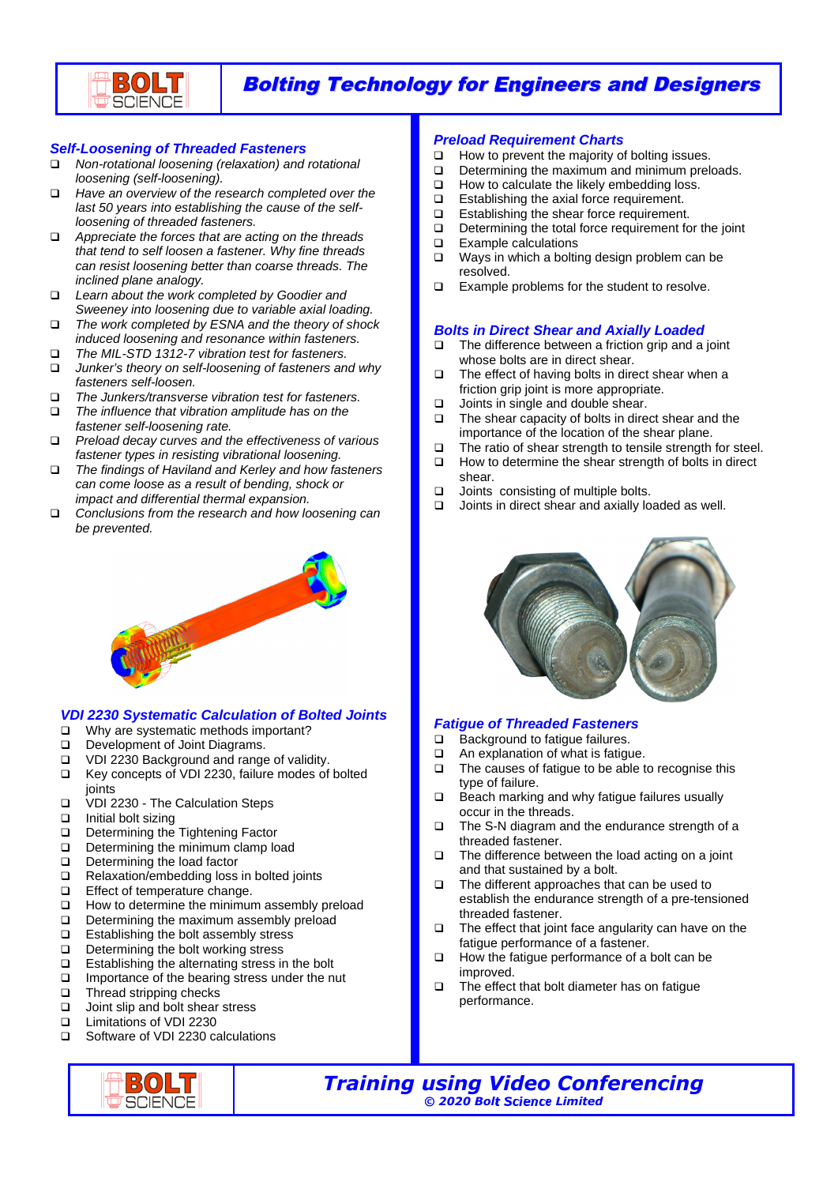# Bolting Technology for Engineers and Designers

### *Self-Loosening of Threaded Fasteners*

- *Non-rotational loosening (relaxation) and rotational loosening (self-loosening).*
- *Have an overview of the research completed over the last 50 years into establishing the cause of the self-loosening of threaded fasteners.*
- *Appreciate the forces that are acting on the threads that tend to self loosen a fastener. Why fine threads can resist loosening better than coarse threads. The inclined plane analogy.*
- *Learn about the work completed by Goodier and Sweeney into loosening due to variable axial loading.*
- *The work completed by ESNA and the theory of shock induced loosening and resonance within fasteners.*
- *The MIL-STD 1312-7 vibration test for fasteners.*
- *Junker's theory on self-loosening of fasteners and why fasteners self-loosen.*
- *The Junkers/transverse vibration test for fasteners.*
- *The influence that vibration amplitude has on the fastener self-loosening rate.*
- *Preload decay curves and the effectiveness of various fastener types in resisting vibrational loosening.*
- *The findings of Haviland and Kerley and how fasteners can come loose as a result of bending, shock or impact and differential thermal expansion.*
- *Conclusions from the research and how loosening can be prevented.*

### *VDI 2230 Systematic Calculation of Bolted Joints*

- Why are systematic methods important?
- Development of Joint Diagrams.
- VDI 2230 Background and range of validity.
- Key concepts of VDI 2230, failure modes of bolted joints
- VDI 2230 - The Calculation Steps
- Initial bolt sizing
- Determining the Tightening Factor
- Determining the minimum clamp load
- Determining the load factor
- Relaxation/embedding loss in bolted joints
- Effect of temperature change.
- How to determine the minimum assembly preload
- Determining the maximum assembly preload
- Establishing the bolt assembly stress
- Determining the bolt working stress
- Establishing the alternating stress in the bolt
- Importance of the bearing stress under the nut
- Thread stripping checks
- Joint slip and bolt shear stress
- Limitations of VDI 2230
- Software of VDI 2230 calculations

### *Preload Requirement Charts*

- How to prevent the majority of bolting issues.
- Determining the maximum and minimum preloads.
- How to calculate the likely embedding loss.
- Establishing the axial force requirement.
- Establishing the shear force requirement.
- Determining the total force requirement for the joint
- Example calculations
- Ways in which a bolting design problem can be resolved.
- Example problems for the student to resolve.

### *Bolts in Direct Shear and Axially Loaded*

- The difference between a friction grip and a joint whose bolts are in direct shear.
- The effect of having bolts in direct shear when a friction grip joint is more appropriate.
- Joints in single and double shear.
- The shear capacity of bolts in direct shear and the importance of the location of the shear plane.
- The ratio of shear strength to tensile strength for steel.
- How to determine the shear strength of bolts in direct shear.
- Joints consisting of multiple bolts.
- Joints in direct shear and axially loaded as well.

### *Fatigue of Threaded Fasteners*

- Background to fatigue failures.
- An explanation of what is fatigue.
- The causes of fatigue to be able to recognise this type of failure.
- Beach marking and why fatigue failures usually occur in the threads.
- The S-N diagram and the endurance strength of a threaded fastener.
- The difference between the load acting on a joint and that sustained by a bolt.
- The different approaches that can be used to establish the endurance strength of a pre-tensioned threaded fastener.
- The effect that joint face angularity can have on the fatigue performance of a fastener.
- How the fatigue performance of a bolt can be improved.
- The effect that bolt diameter has on fatigue performance.

## *Training using Video Conferencing*

***© 2020 Bolt Science Limited***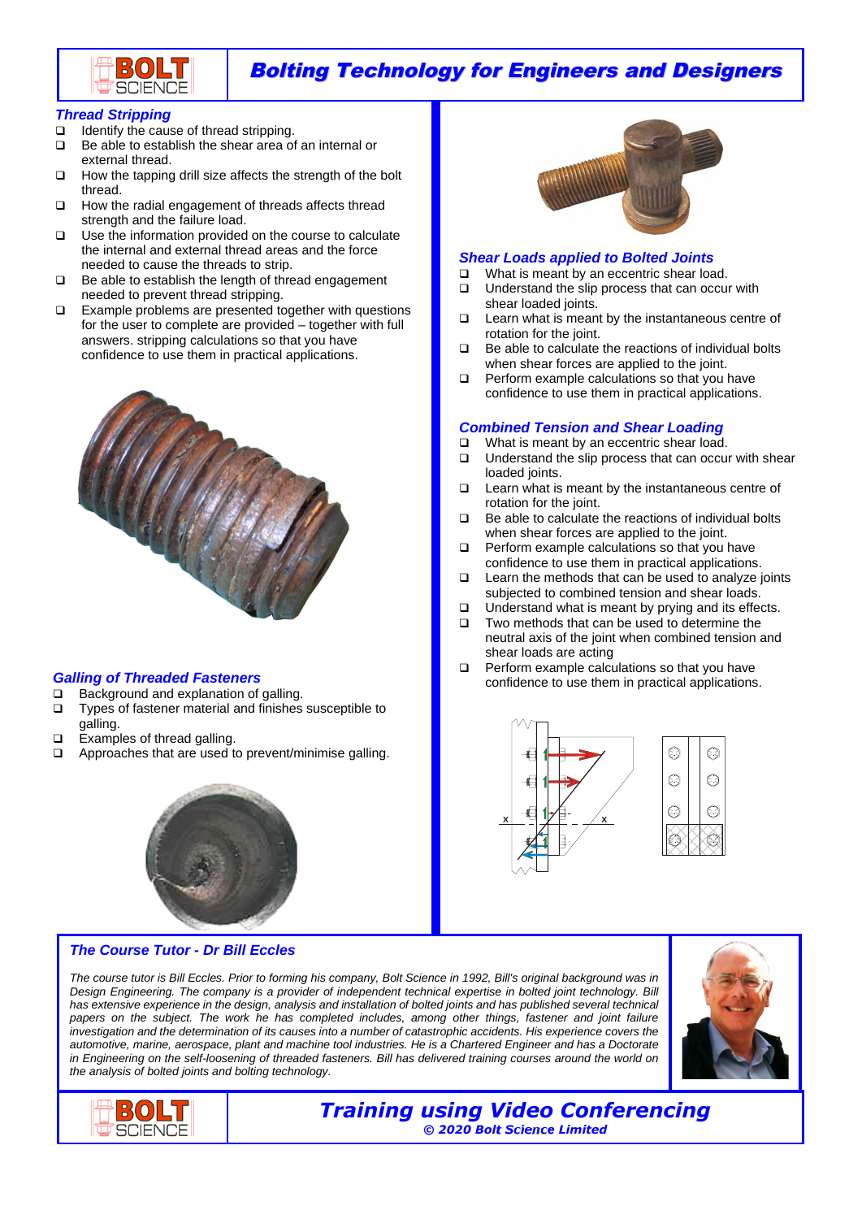# Bolting Technology for Engineers and Designers

## Thread Stripping

- Identify the cause of thread stripping.
- Be able to establish the shear area of an internal or external thread.
- How the tapping drill size affects the strength of the bolt thread.
- How the radial engagement of threads affects thread strength and the failure load.
- Use the information provided on the course to calculate the internal and external thread areas and the force needed to cause the threads to strip.
- Be able to establish the length of thread engagement needed to prevent thread stripping.
- Example problems are presented together with questions for the user to complete are provided – together with full answers. stripping calculations so that you have confidence to use them in practical applications.

## Galling of Threaded Fasteners

- Background and explanation of galling.
- Types of fastener material and finishes susceptible to galling.
- Examples of thread galling.
- Approaches that are used to prevent/minimise galling.

## Shear Loads applied to Bolted Joints

- What is meant by an eccentric shear load.
- Understand the slip process that can occur with shear loaded joints.
- Learn what is meant by the instantaneous centre of rotation for the joint.
- Be able to calculate the reactions of individual bolts when shear forces are applied to the joint.
- Perform example calculations so that you have confidence to use them in practical applications.

## Combined Tension and Shear Loading

- What is meant by an eccentric shear load.
- Understand the slip process that can occur with shear loaded joints.
- Learn what is meant by the instantaneous centre of rotation for the joint.
- Be able to calculate the reactions of individual bolts when shear forces are applied to the joint.
- Perform example calculations so that you have confidence to use them in practical applications.
- Learn the methods that can be used to analyze joints subjected to combined tension and shear loads.
- Understand what is meant by prying and its effects.
- Two methods that can be used to determine the neutral axis of the joint when combined tension and shear loads are acting
- Perform example calculations so that you have confidence to use them in practical applications.

## The Course Tutor - Dr Bill Eccles

*The course tutor is Bill Eccles. Prior to forming his company, Bolt Science in 1992, Bill's original background was in Design Engineering. The company is a provider of independent technical expertise in bolted joint technology. Bill has extensive experience in the design, analysis and installation of bolted joints and has published several technical papers on the subject. The work he has completed includes, among other things, fastener and joint failure investigation and the determination of its causes into a number of catastrophic accidents. His experience covers the automotive, marine, aerospace, plant and machine tool industries. He is a Chartered Engineer and has a Doctorate in Engineering on the self-loosening of threaded fasteners. Bill has delivered training courses around the world on the analysis of bolted joints and bolting technology.*

## Training using Video Conferencing

**© 2020 Bolt Science Limited**